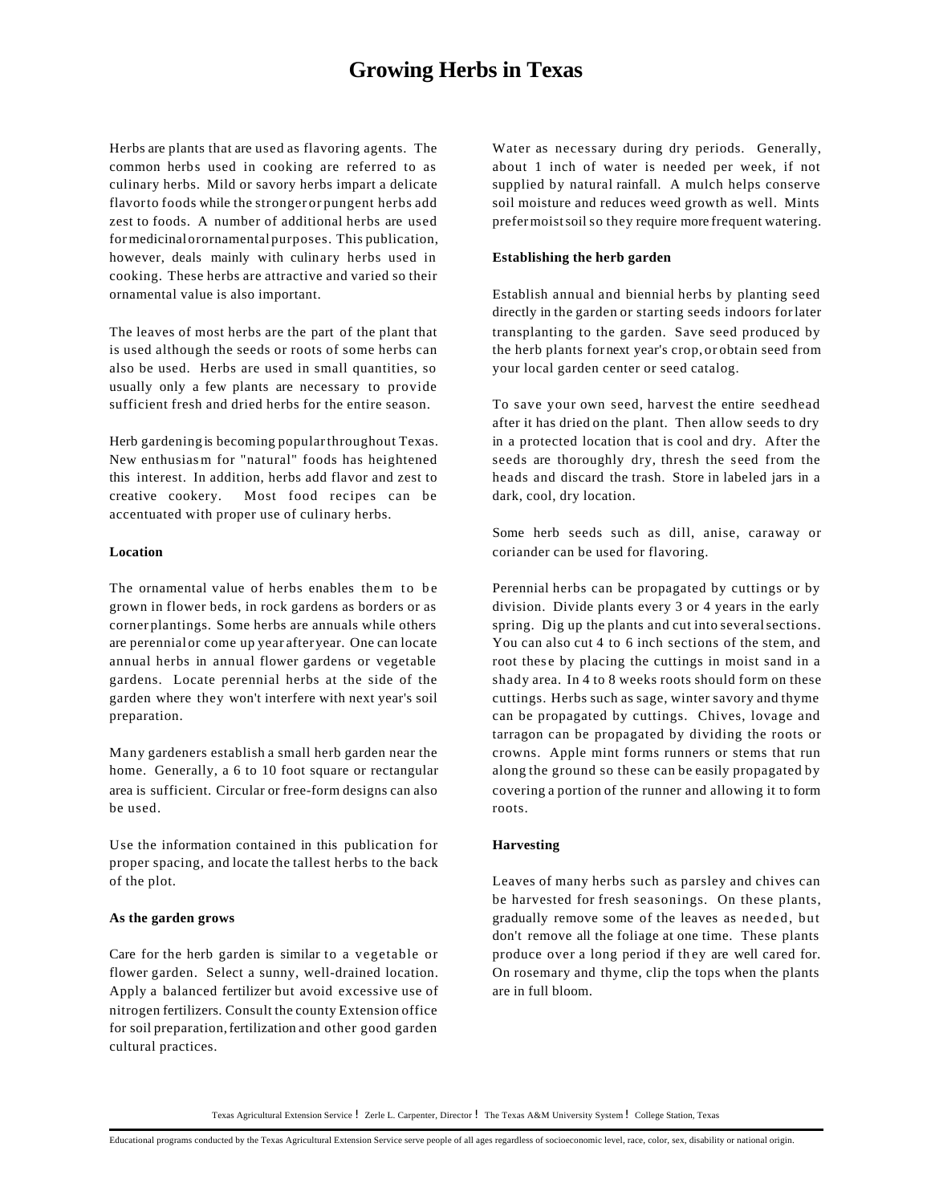# Growing Herbs in Texas

Herbs are plants that are used as flavoring agents. The common herbs used in cooking are referred to as culinary herbs. Mild or savory herbs impart a delicate flavor to foods while the stronger or pungent herbs add zest to foods. A number of additional herbs are used for medicinal or ornamental purposes. This publication, however, deals mainly with culinary herbs used in cooking. These herbs are attractive and varied so their ornamental value is also important.

The leaves of most herbs are the part of the plant that is used although the seeds or roots of some herbs can also be used. Herbs are used in small quantities, so usually only a few plants are necessary to provide sufficient fresh and dried herbs for the entire season.

Herb gardening is becoming popular throughout Texas. New enthusiasm for "natural" foods has heightened this interest. In addition, herbs add flavor and zest to creative cookery. Most food recipes can be accentuated with proper use of culinary herbs.

**Location**

The ornamental value of herbs enables them to be grown in flower beds, in rock gardens as borders or as corner plantings. Some herbs are annuals while others are perennial or come up year after year. One can locate annual herbs in annual flower gardens or vegetable gardens. Locate perennial herbs at the side of the garden where they won't interfere with next year's soil preparation.

Many gardeners establish a small herb garden near the home. Generally, a 6 to 10 foot square or rectangular area is sufficient. Circular or free-form designs can also be used.

Use the information contained in this publication for proper spacing, and locate the tallest herbs to the back of the plot.

**As the garden grows**

Care for the herb garden is similar to a vegetable or flower garden. Select a sunny, well-drained location. Apply a balanced fertilizer but avoid excessive use of nitrogen fertilizers. Consult the county Extension office for soil preparation, fertilization and other good garden cultural practices.

Water as necessary during dry periods. Generally, about 1 inch of water is needed per week, if not supplied by natural rainfall. A mulch helps conserve soil moisture and reduces weed growth as well. Mints prefer moist soil so they require more frequent watering.

**Establishing the herb garden**

Establish annual and biennial herbs by planting seed directly in the garden or starting seeds indoors for later transplanting to the garden. Save seed produced by the herb plants for next year's crop, or obtain seed from your local garden center or seed catalog.

To save your own seed, harvest the entire seedhead after it has dried on the plant. Then allow seeds to dry in a protected location that is cool and dry. After the seeds are thoroughly dry, thresh the seed from the heads and discard the trash. Store in labeled jars in a dark, cool, dry location.

Some herb seeds such as dill, anise, caraway or coriander can be used for flavoring.

Perennial herbs can be propagated by cuttings or by division. Divide plants every 3 or 4 years in the early spring. Dig up the plants and cut into several sections. You can also cut 4 to 6 inch sections of the stem, and root these by placing the cuttings in moist sand in a shady area. In 4 to 8 weeks roots should form on these cuttings. Herbs such as sage, winter savory and thyme can be propagated by cuttings. Chives, lovage and tarragon can be propagated by dividing the roots or crowns. Apple mint forms runners or stems that run along the ground so these can be easily propagated by covering a portion of the runner and allowing it to form roots.

**Harvesting**

Leaves of many herbs such as parsley and chives can be harvested for fresh seasonings. On these plants, gradually remove some of the leaves as needed, but don't remove all the foliage at one time. These plants produce over a long period if they are well cared for. On rosemary and thyme, clip the tops when the plants are in full bloom.

Texas Agricultural Extension Service ! Zerle L. Carpenter, Director ! The Texas A&M University System ! College Station, Texas

Educational programs conducted by the Texas Agricultural Extension Service serve people of all ages regardless of socioeconomic level, race, color, sex, disability or national origin.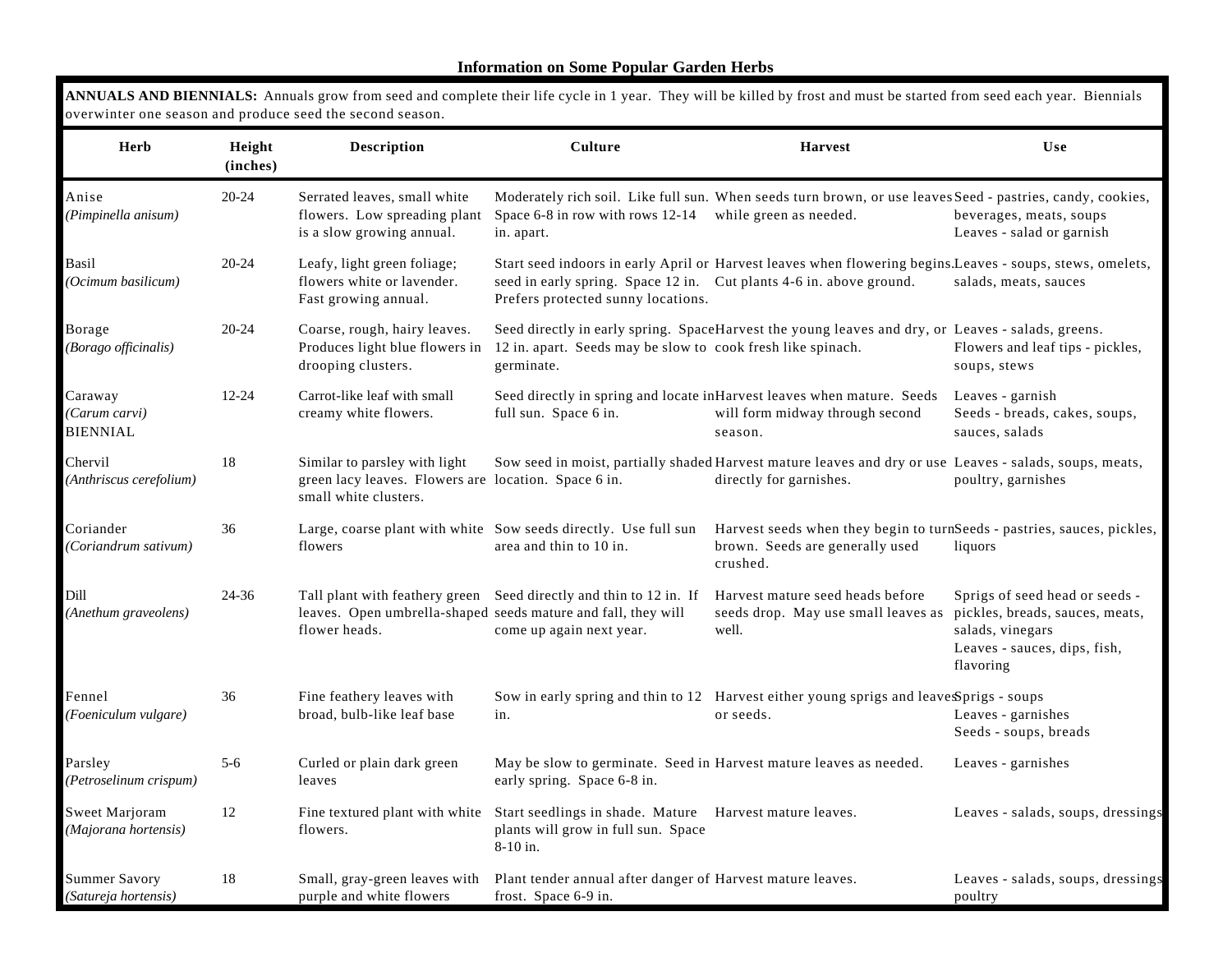### Information on Some Popular Garden Herbs

**ANNUALS AND BIENNIALS:** Annuals grow from seed and complete their life cycle in 1 year. They will be killed by frost and must be started from seed each year. Biennials overwinter one season and produce seed the second season.

| Herb | Height (inches) | Description | Culture | Harvest | Use |
|---|---|---|---|---|---|
| Anise *(Pimpinella anisum)* | 20-24 | Serrated leaves, small white flowers. Low spreading plant is a slow growing annual. | Moderately rich soil. Like full sun. Space 6-8 in row with rows 12-14 in. apart. | When seeds turn brown, or use leaves while green as needed. | Seed - pastries, candy, cookies, beverages, meats, soups<br>Leaves - salad or garnish |
| Basil *(Ocimum basilicum)* | 20-24 | Leafy, light green foliage; flowers white or lavender. Fast growing annual. | Start seed indoors in early April or seed in early spring. Space 12 in. Prefers protected sunny locations. | Harvest leaves when flowering begins. Cut plants 4-6 in. above ground. | Leaves - soups, stews, omelets, salads, meats, sauces |
| Borage *(Borago officinalis)* | 20-24 | Coarse, rough, hairy leaves. Produces light blue flowers in drooping clusters. | Seed directly in early spring. Space 12 in. apart. Seeds may be slow to germinate. | Harvest the young leaves and dry, or cook fresh like spinach. | Leaves - salads, greens.<br>Flowers and leaf tips - pickles, soups, stews |
| Caraway *(Carum carvi)* BIENNIAL | 12-24 | Carrot-like leaf with small creamy white flowers. | Seed directly in spring and locate in full sun. Space 6 in. | Harvest leaves when mature. Seeds will form midway through second season. | Leaves - garnish<br>Seeds - breads, cakes, soups, sauces, salads |
| Chervil *(Anthriscus cerefolium)* | 18 | Similar to parsley with light green lacy leaves. Flowers are small white clusters. | Sow seed in moist, partially shaded location. Space 6 in. | Harvest mature leaves and dry or use directly for garnishes. | Leaves - salads, soups, meats, poultry, garnishes |
| Coriander *(Coriandrum sativum)* | 36 | Large, coarse plant with white flowers | Sow seeds directly. Use full sun area and thin to 10 in. | Harvest seeds when they begin to turn brown. Seeds are generally used crushed. | Seeds - pastries, sauces, pickles, liquors |
| Dill *(Anethum graveolens)* | 24-36 | Tall plant with feathery green leaves. Open umbrella-shaped flower heads. | Seed directly and thin to 12 in. If seeds mature and fall, they will come up again next year. | Harvest mature seed heads before seeds drop. May use small leaves as well. | Sprigs of seed head or seeds - pickles, breads, sauces, meats, salads, vinegars<br>Leaves - sauces, dips, fish, flavoring |
| Fennel *(Foeniculum vulgare)* | 36 | Fine feathery leaves with broad, bulb-like leaf base | Sow in early spring and thin to 12 in. | Harvest either young sprigs and leaves or seeds. | Sprigs - soups<br>Leaves - garnishes<br>Seeds - soups, breads |
| Parsley *(Petroselinum crispum)* | 5-6 | Curled or plain dark green leaves | May be slow to germinate. Seed in early spring. Space 6-8 in. | Harvest mature leaves as needed. | Leaves - garnishes |
| Sweet Marjoram *(Majorana hortensis)* | 12 | Fine textured plant with white flowers. | Start seedlings in shade. Mature plants will grow in full sun. Space 8-10 in. | Harvest mature leaves. | Leaves - salads, soups, dressings |
| Summer Savory *(Satureja hortensis)* | 18 | Small, gray-green leaves with purple and white flowers | Plant tender annual after danger of frost. Space 6-9 in. | Harvest mature leaves. | Leaves - salads, soups, dressings poultry |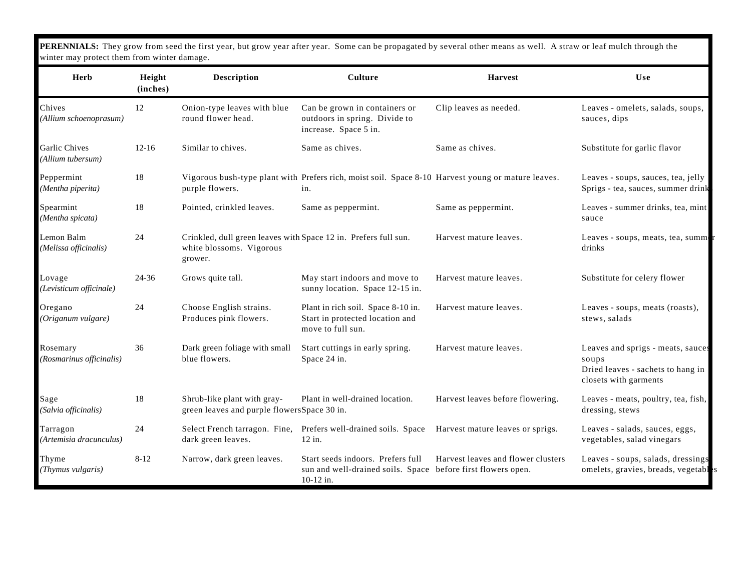**PERENNIALS:** They grow from seed the first year, but grow year after year. Some can be propagated by several other means as well. A straw or leaf mulch through the winter may protect them from winter damage.

| Herb | Height (inches) | Description | Culture | Harvest | Use |
|---|---|---|---|---|---|
| Chives *(Allium schoenoprasum)* | 12 | Onion-type leaves with blue round flower head. | Can be grown in containers or outdoors in spring. Divide to increase. Space 5 in. | Clip leaves as needed. | Leaves - omelets, salads, soups, sauces, dips |
| Garlic Chives *(Allium tubersum)* | 12-16 | Similar to chives. | Same as chives. | Same as chives. | Substitute for garlic flavor |
| Peppermint *(Mentha piperita)* | 18 | Vigorous bush-type plant with purple flowers. | Prefers rich, moist soil. Space 8-10 in. | Harvest young or mature leaves. | Leaves - soups, sauces, tea, jelly<br>Sprigs - tea, sauces, summer drinks |
| Spearmint *(Mentha spicata)* | 18 | Pointed, crinkled leaves. | Same as peppermint. | Same as peppermint. | Leaves - summer drinks, tea, mint sauce |
| Lemon Balm *(Melissa officinalis)* | 24 | Crinkled, dull green leaves with white blossoms. Vigorous grower. | Space 12 in. Prefers full sun. | Harvest mature leaves. | Leaves - soups, meats, tea, summer drinks |
| Lovage *(Levisticum officinale)* | 24-36 | Grows quite tall. | May start indoors and move to sunny location. Space 12-15 in. | Harvest mature leaves. | Substitute for celery flower |
| Oregano *(Origanum vulgare)* | 24 | Choose English strains. Produces pink flowers. | Plant in rich soil. Space 8-10 in. Start in protected location and move to full sun. | Harvest mature leaves. | Leaves - soups, meats (roasts), stews, salads |
| Rosemary *(Rosmarinus officinalis)* | 36 | Dark green foliage with small blue flowers. | Start cuttings in early spring. Space 24 in. | Harvest mature leaves. | Leaves and sprigs - meats, sauces, soups<br>Dried leaves - sachets to hang in closets with garments |
| Sage *(Salvia officinalis)* | 18 | Shrub-like plant with gray-green leaves and purple flowers | Plant in well-drained location. Space 30 in. | Harvest leaves before flowering. | Leaves - meats, poultry, tea, fish, dressing, stews |
| Tarragon *(Artemisia dracunculus)* | 24 | Select French tarragon. Fine, dark green leaves. | Prefers well-drained soils. Space 12 in. | Harvest mature leaves or sprigs. | Leaves - salads, sauces, eggs, vegetables, salad vinegars |
| Thyme *(Thymus vulgaris)* | 8-12 | Narrow, dark green leaves. | Start seeds indoors. Prefers full sun and well-drained soils. Space 10-12 in. | Harvest leaves and flower clusters before first flowers open. | Leaves - soups, salads, dressings, omelets, gravies, breads, vegetables |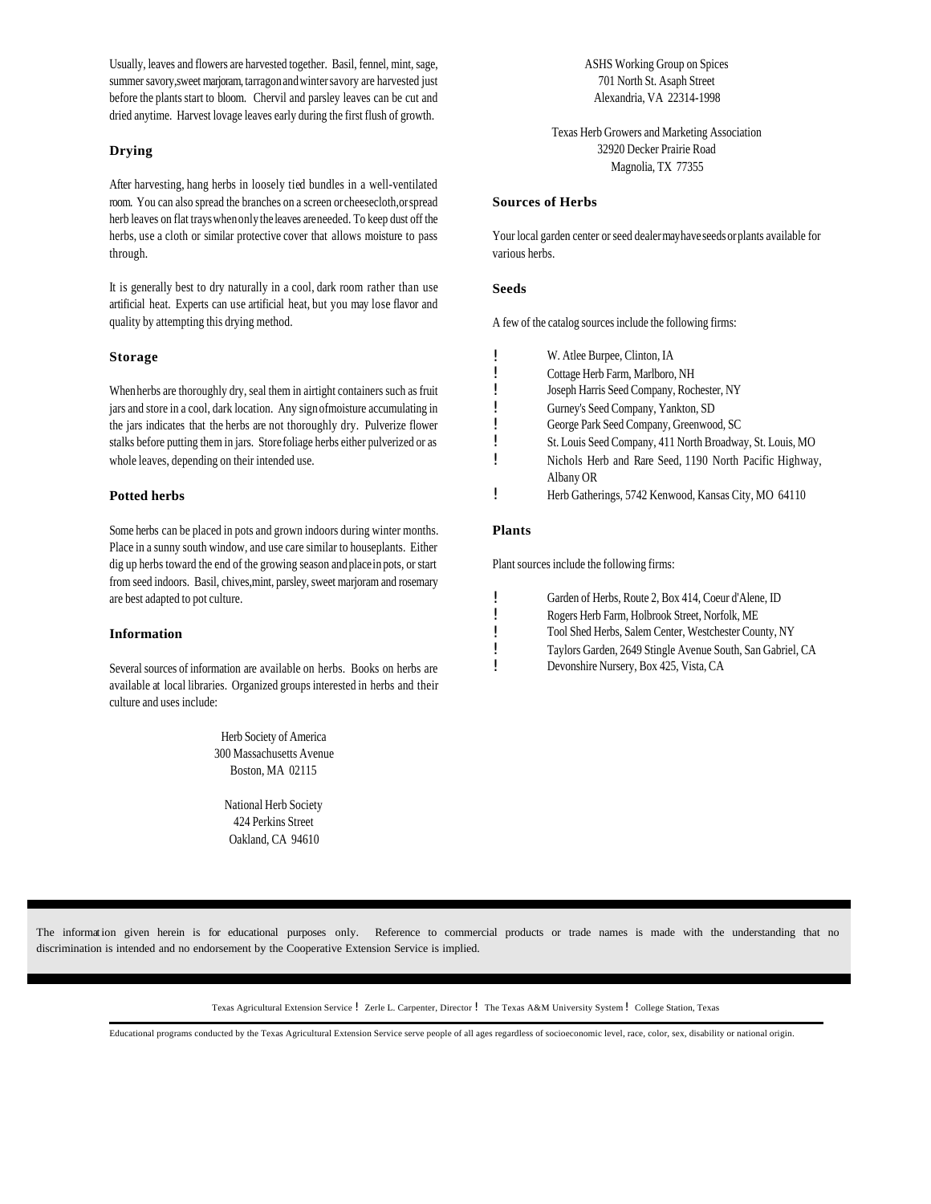Usually, leaves and flowers are harvested together. Basil, fennel, mint, sage, summer savory, sweet marjoram, tarragon and winter savory are harvested just before the plants start to bloom. Chervil and parsley leaves can be cut and dried anytime. Harvest lovage leaves early during the first flush of growth.

### Drying

After harvesting, hang herbs in loosely tied bundles in a well-ventilated room. You can also spread the branches on a screen or cheesecloth, or spread herb leaves on flat trays when only the leaves are needed. To keep dust off the herbs, use a cloth or similar protective cover that allows moisture to pass through.

It is generally best to dry naturally in a cool, dark room rather than use artificial heat. Experts can use artificial heat, but you may lose flavor and quality by attempting this drying method.

### Storage

When herbs are thoroughly dry, seal them in airtight containers such as fruit jars and store in a cool, dark location. Any sign of moisture accumulating in the jars indicates that the herbs are not thoroughly dry. Pulverize flower stalks before putting them in jars. Store foliage herbs either pulverized or as whole leaves, depending on their intended use.

### Potted herbs

Some herbs can be placed in pots and grown indoors during winter months. Place in a sunny south window, and use care similar to houseplants. Either dig up herbs toward the end of the growing season and place in pots, or start from seed indoors. Basil, chives, mint, parsley, sweet marjoram and rosemary are best adapted to pot culture.

### Information

Several sources of information are available on herbs. Books on herbs are available at local libraries. Organized groups interested in herbs and their culture and uses include:

Herb Society of America
300 Massachusetts Avenue
Boston, MA 02115

National Herb Society
424 Perkins Street
Oakland, CA 94610

ASHS Working Group on Spices
701 North St. Asaph Street
Alexandria, VA 22314-1998

Texas Herb Growers and Marketing Association
32920 Decker Prairie Road
Magnolia, TX 77355

### Sources of Herbs

Your local garden center or seed dealer may have seeds or plants available for various herbs.

### Seeds

A few of the catalog sources include the following firms:

- W. Atlee Burpee, Clinton, IA
- Cottage Herb Farm, Marlboro, NH
- Joseph Harris Seed Company, Rochester, NY
- Gurney's Seed Company, Yankton, SD
- George Park Seed Company, Greenwood, SC
- St. Louis Seed Company, 411 North Broadway, St. Louis, MO
- Nichols Herb and Rare Seed, 1190 North Pacific Highway, Albany OR
- Herb Gatherings, 5742 Kenwood, Kansas City, MO 64110

### Plants

Plant sources include the following firms:

- Garden of Herbs, Route 2, Box 414, Coeur d'Alene, ID
- Rogers Herb Farm, Holbrook Street, Norfolk, ME
- Tool Shed Herbs, Salem Center, Westchester County, NY
- Taylors Garden, 2649 Stingle Avenue South, San Gabriel, CA
- Devonshire Nursery, Box 425, Vista, CA

The information given herein is for educational purposes only. Reference to commercial products or trade names is made with the understanding that no discrimination is intended and no endorsement by the Cooperative Extension Service is implied.

Texas Agricultural Extension Service ! Zerle L. Carpenter, Director ! The Texas A&M University System ! College Station, Texas

Educational programs conducted by the Texas Agricultural Extension Service serve people of all ages regardless of socioeconomic level, race, color, sex, disability or national origin.